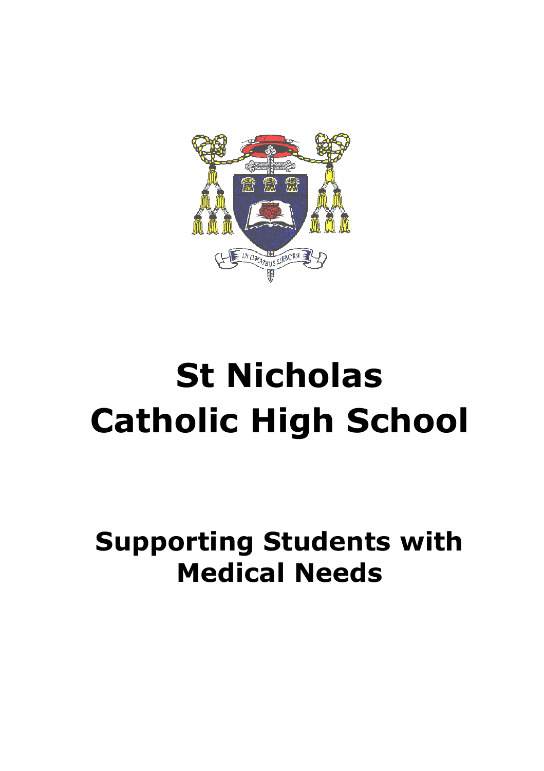# St Nicholas Catholic High School

## Supporting Students with Medical Needs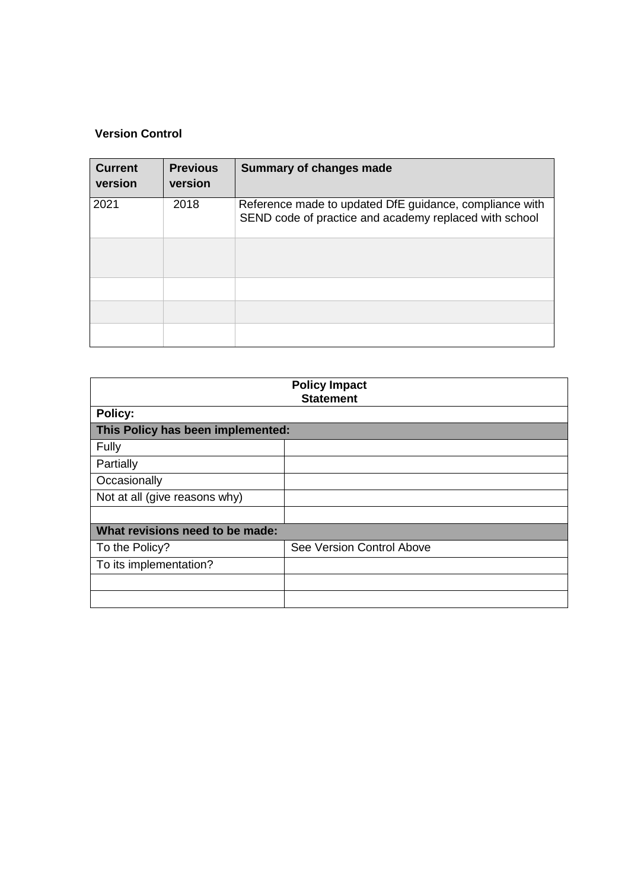**Version Control**

| Current version | Previous version | Summary of changes made |
|---|---|---|
| 2021 | 2018 | Reference made to updated DfE guidance, compliance with SEND code of practice and academy replaced with school |
| | | |
| | | |
| | | |
| | | |

| Policy Impact Statement | |
|---|---|
| **Policy:** | |
| **This Policy has been implemented:** | |
| Fully | |
| Partially | |
| Occasionally | |
| Not at all (give reasons why) | |
| | |
| **What revisions need to be made:** | |
| To the Policy? | See Version Control Above |
| To its implementation? | |
| | |
| | |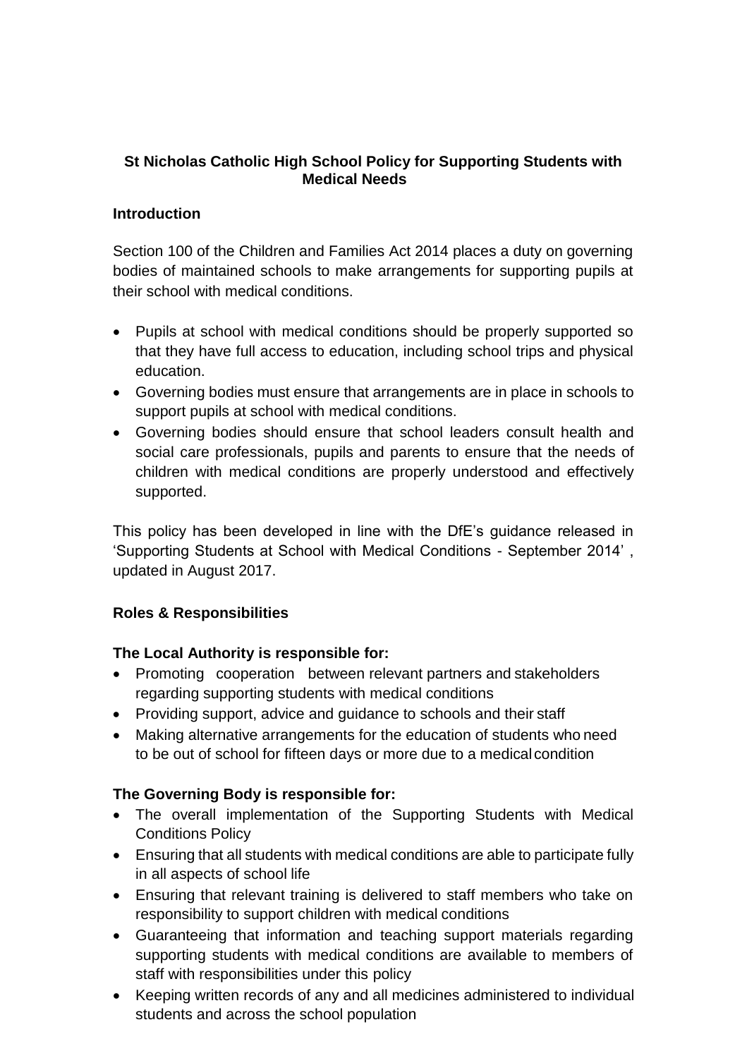**St Nicholas Catholic High School Policy for Supporting Students with Medical Needs**

**Introduction**

Section 100 of the Children and Families Act 2014 places a duty on governing bodies of maintained schools to make arrangements for supporting pupils at their school with medical conditions.

- Pupils at school with medical conditions should be properly supported so that they have full access to education, including school trips and physical education.
- Governing bodies must ensure that arrangements are in place in schools to support pupils at school with medical conditions.
- Governing bodies should ensure that school leaders consult health and social care professionals, pupils and parents to ensure that the needs of children with medical conditions are properly understood and effectively supported.

This policy has been developed in line with the DfE's guidance released in 'Supporting Students at School with Medical Conditions - September 2014' , updated in August 2017.

**Roles & Responsibilities**

**The Local Authority is responsible for:**

- Promoting cooperation between relevant partners and stakeholders regarding supporting students with medical conditions
- Providing support, advice and guidance to schools and their staff
- Making alternative arrangements for the education of students who need to be out of school for fifteen days or more due to a medical condition

**The Governing Body is responsible for:**

- The overall implementation of the Supporting Students with Medical Conditions Policy
- Ensuring that all students with medical conditions are able to participate fully in all aspects of school life
- Ensuring that relevant training is delivered to staff members who take on responsibility to support children with medical conditions
- Guaranteeing that information and teaching support materials regarding supporting students with medical conditions are available to members of staff with responsibilities under this policy
- Keeping written records of any and all medicines administered to individual students and across the school population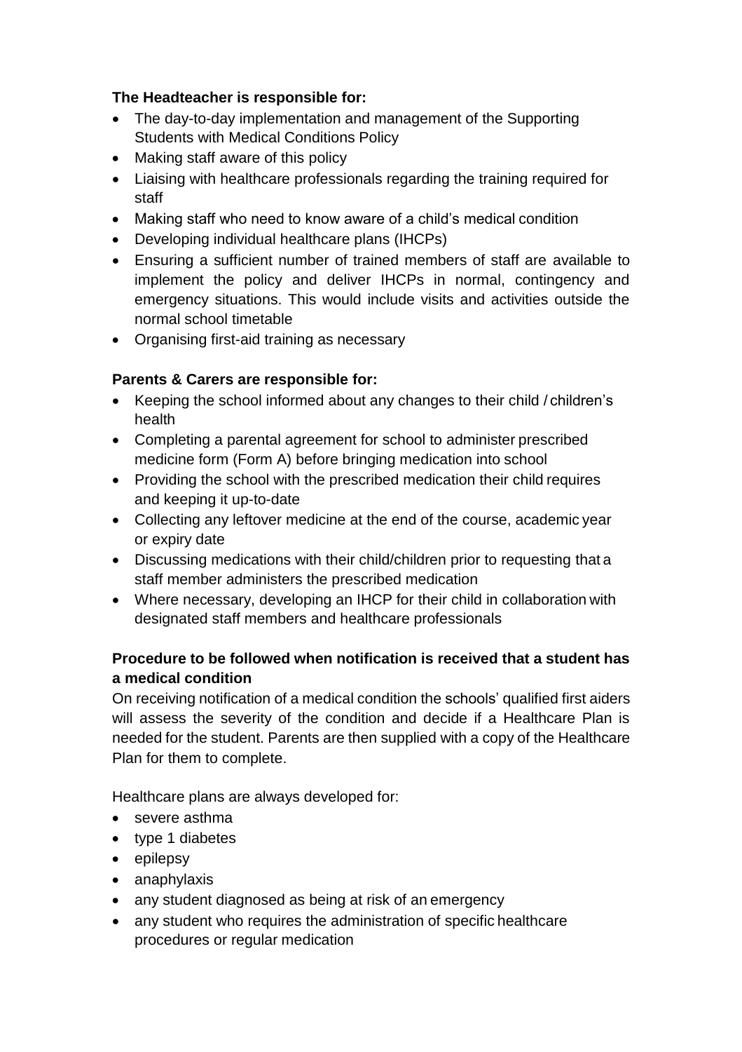**The Headteacher is responsible for:**

- The day-to-day implementation and management of the Supporting Students with Medical Conditions Policy
- Making staff aware of this policy
- Liaising with healthcare professionals regarding the training required for staff
- Making staff who need to know aware of a child's medical condition
- Developing individual healthcare plans (IHCPs)
- Ensuring a sufficient number of trained members of staff are available to implement the policy and deliver IHCPs in normal, contingency and emergency situations. This would include visits and activities outside the normal school timetable
- Organising first-aid training as necessary

**Parents & Carers are responsible for:**

- Keeping the school informed about any changes to their child / children's health
- Completing a parental agreement for school to administer prescribed medicine form (Form A) before bringing medication into school
- Providing the school with the prescribed medication their child requires and keeping it up-to-date
- Collecting any leftover medicine at the end of the course, academic year or expiry date
- Discussing medications with their child/children prior to requesting that a staff member administers the prescribed medication
- Where necessary, developing an IHCP for their child in collaboration with designated staff members and healthcare professionals

**Procedure to be followed when notification is received that a student has a medical condition**

On receiving notification of a medical condition the schools' qualified first aiders will assess the severity of the condition and decide if a Healthcare Plan is needed for the student. Parents are then supplied with a copy of the Healthcare Plan for them to complete.

Healthcare plans are always developed for:

- severe asthma
- type 1 diabetes
- epilepsy
- anaphylaxis
- any student diagnosed as being at risk of an emergency
- any student who requires the administration of specific healthcare procedures or regular medication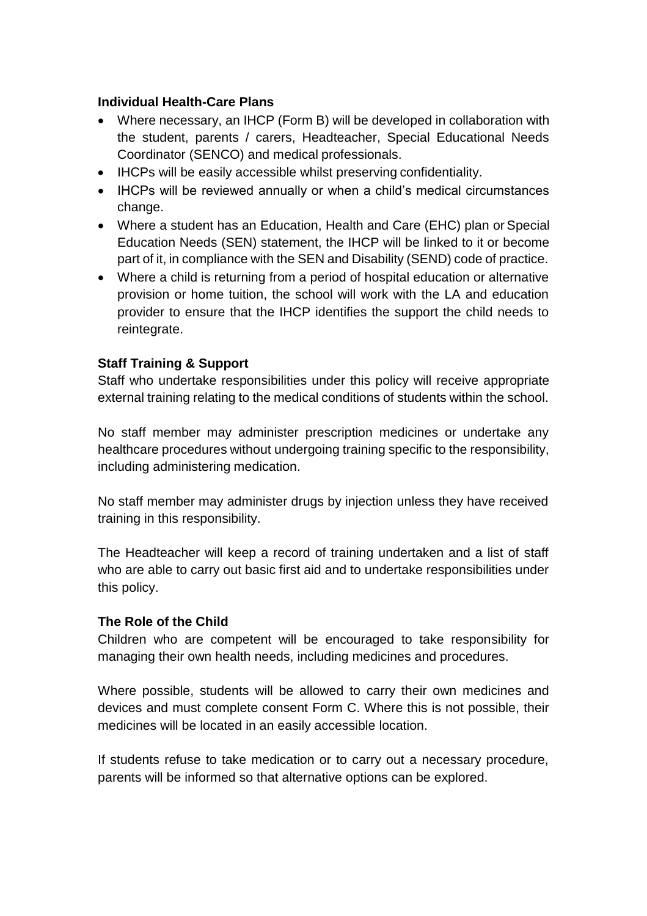**Individual Health-Care Plans**

- Where necessary, an IHCP (Form B) will be developed in collaboration with the student, parents / carers, Headteacher, Special Educational Needs Coordinator (SENCO) and medical professionals.
- IHCPs will be easily accessible whilst preserving confidentiality.
- IHCPs will be reviewed annually or when a child's medical circumstances change.
- Where a student has an Education, Health and Care (EHC) plan or Special Education Needs (SEN) statement, the IHCP will be linked to it or become part of it, in compliance with the SEN and Disability (SEND) code of practice.
- Where a child is returning from a period of hospital education or alternative provision or home tuition, the school will work with the LA and education provider to ensure that the IHCP identifies the support the child needs to reintegrate.

**Staff Training & Support**

Staff who undertake responsibilities under this policy will receive appropriate external training relating to the medical conditions of students within the school.

No staff member may administer prescription medicines or undertake any healthcare procedures without undergoing training specific to the responsibility, including administering medication.

No staff member may administer drugs by injection unless they have received training in this responsibility.

The Headteacher will keep a record of training undertaken and a list of staff who are able to carry out basic first aid and to undertake responsibilities under this policy.

**The Role of the Child**

Children who are competent will be encouraged to take responsibility for managing their own health needs, including medicines and procedures.

Where possible, students will be allowed to carry their own medicines and devices and must complete consent Form C. Where this is not possible, their medicines will be located in an easily accessible location.

If students refuse to take medication or to carry out a necessary procedure, parents will be informed so that alternative options can be explored.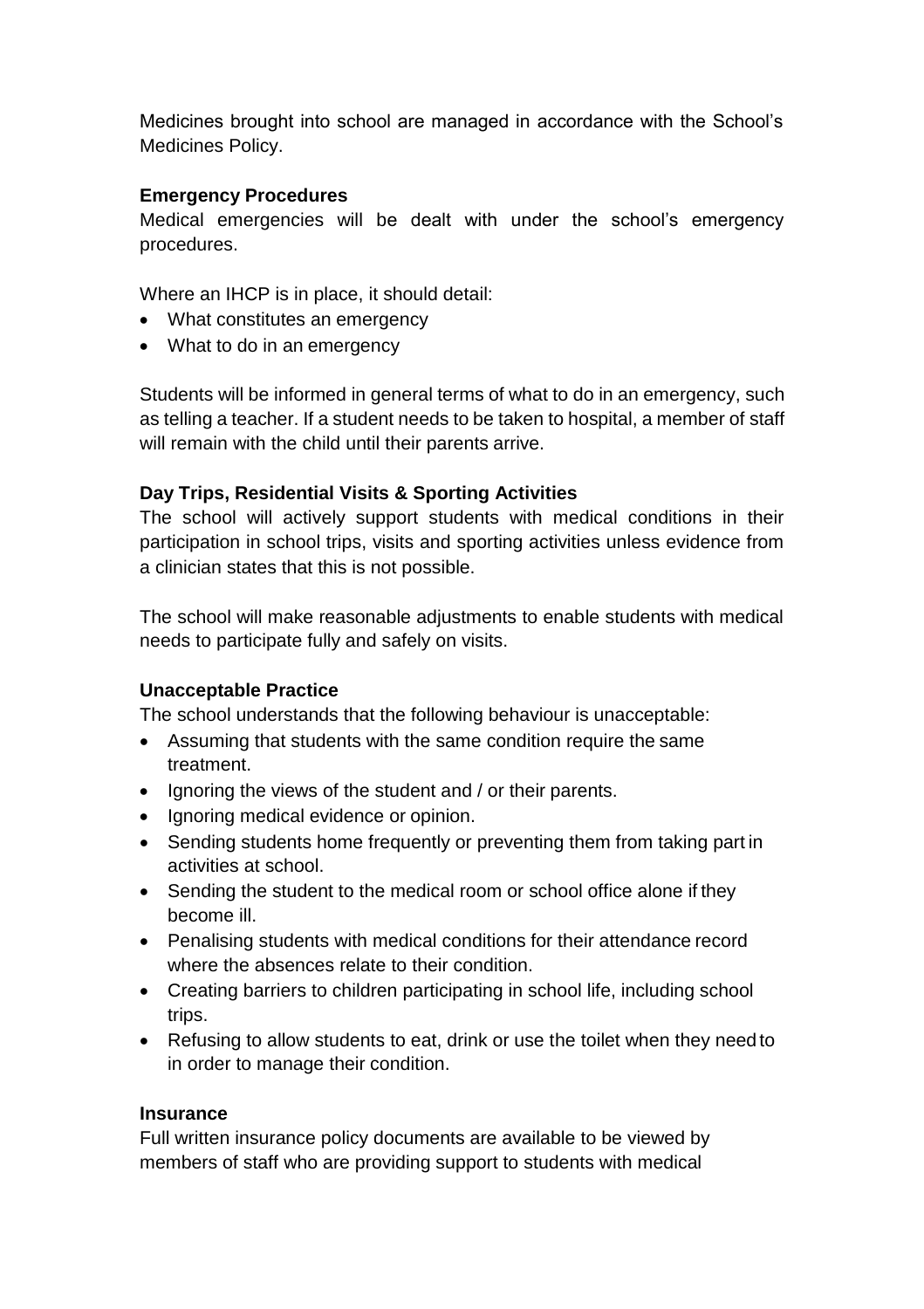Medicines brought into school are managed in accordance with the School's Medicines Policy.

**Emergency Procedures**

Medical emergencies will be dealt with under the school's emergency procedures.

Where an IHCP is in place, it should detail:

- What constitutes an emergency
- What to do in an emergency

Students will be informed in general terms of what to do in an emergency, such as telling a teacher. If a student needs to be taken to hospital, a member of staff will remain with the child until their parents arrive.

**Day Trips, Residential Visits & Sporting Activities**

The school will actively support students with medical conditions in their participation in school trips, visits and sporting activities unless evidence from a clinician states that this is not possible.

The school will make reasonable adjustments to enable students with medical needs to participate fully and safely on visits.

**Unacceptable Practice**

The school understands that the following behaviour is unacceptable:

- Assuming that students with the same condition require the same treatment.
- Ignoring the views of the student and / or their parents.
- Ignoring medical evidence or opinion.
- Sending students home frequently or preventing them from taking part in activities at school.
- Sending the student to the medical room or school office alone if they become ill.
- Penalising students with medical conditions for their attendance record where the absences relate to their condition.
- Creating barriers to children participating in school life, including school trips.
- Refusing to allow students to eat, drink or use the toilet when they need to in order to manage their condition.

**Insurance**

Full written insurance policy documents are available to be viewed by members of staff who are providing support to students with medical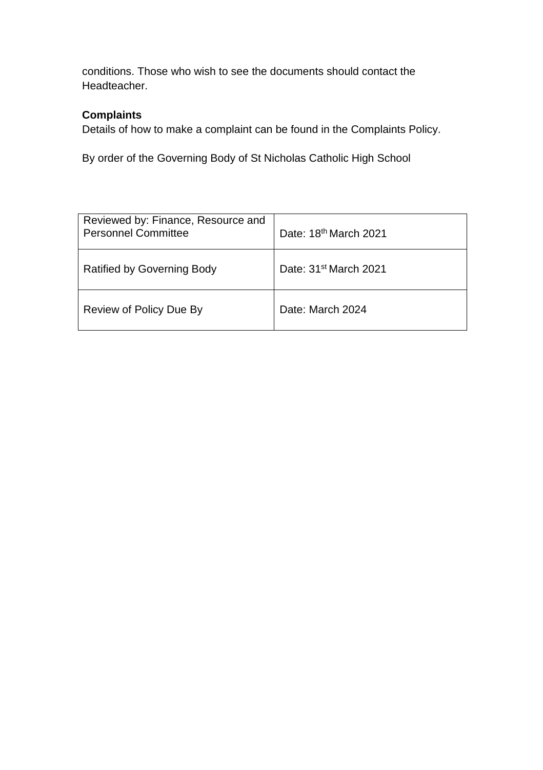conditions. Those who wish to see the documents should contact the Headteacher.

**Complaints**
Details of how to make a complaint can be found in the Complaints Policy.

By order of the Governing Body of St Nicholas Catholic High School

| | |
|---|---|
| Reviewed by: Finance, Resource and Personnel Committee | Date: 18th March 2021 |
| Ratified by Governing Body | Date: 31st March 2021 |
| Review of Policy Due By | Date: March 2024 |